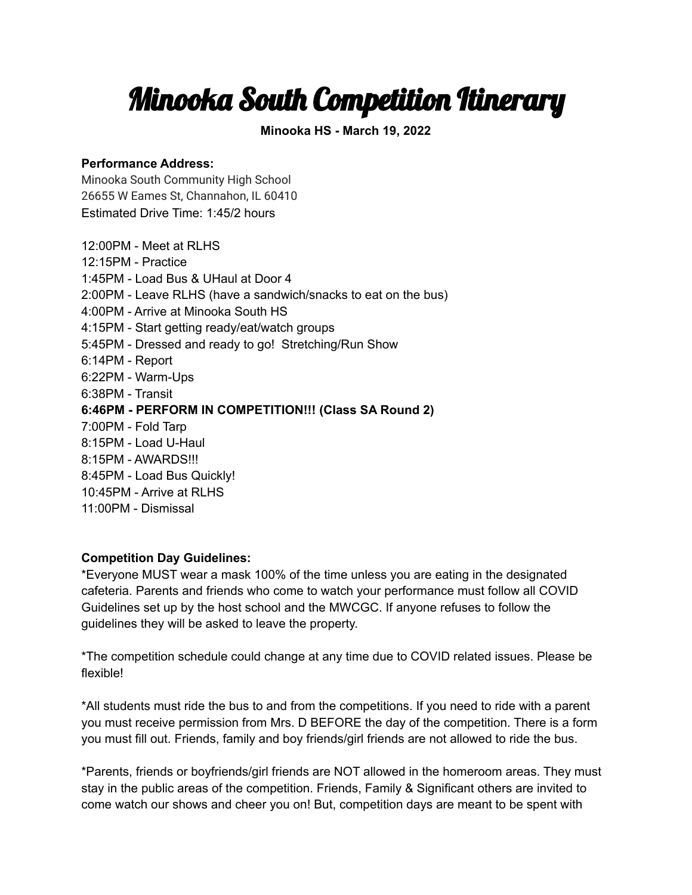# Minooka South Competition Itinerary

**Minooka HS - March 19, 2022**

**Performance Address:**
Minooka South Community High School
26655 W Eames St, Channahon, IL 60410
Estimated Drive Time: 1:45/2 hours

12:00PM - Meet at RLHS
12:15PM - Practice
1:45PM - Load Bus & UHaul at Door 4
2:00PM - Leave RLHS (have a sandwich/snacks to eat on the bus)
4:00PM - Arrive at Minooka South HS
4:15PM - Start getting ready/eat/watch groups
5:45PM - Dressed and ready to go! Stretching/Run Show
6:14PM - Report
6:22PM - Warm-Ups
6:38PM - Transit
**6:46PM - PERFORM IN COMPETITION!!! (Class SA Round 2)**
7:00PM - Fold Tarp
8:15PM - Load U-Haul
8:15PM - AWARDS!!!
8:45PM - Load Bus Quickly!
10:45PM - Arrive at RLHS
11:00PM - Dismissal

**Competition Day Guidelines:**

*Everyone MUST wear a mask 100% of the time unless you are eating in the designated cafeteria. Parents and friends who come to watch your performance must follow all COVID Guidelines set up by the host school and the MWCGC. If anyone refuses to follow the guidelines they will be asked to leave the property.

*The competition schedule could change at any time due to COVID related issues. Please be flexible!

*All students must ride the bus to and from the competitions. If you need to ride with a parent you must receive permission from Mrs. D BEFORE the day of the competition. There is a form you must fill out. Friends, family and boy friends/girl friends are not allowed to ride the bus.

*Parents, friends or boyfriends/girl friends are NOT allowed in the homeroom areas. They must stay in the public areas of the competition. Friends, Family & Significant others are invited to come watch our shows and cheer you on! But, competition days are meant to be spent with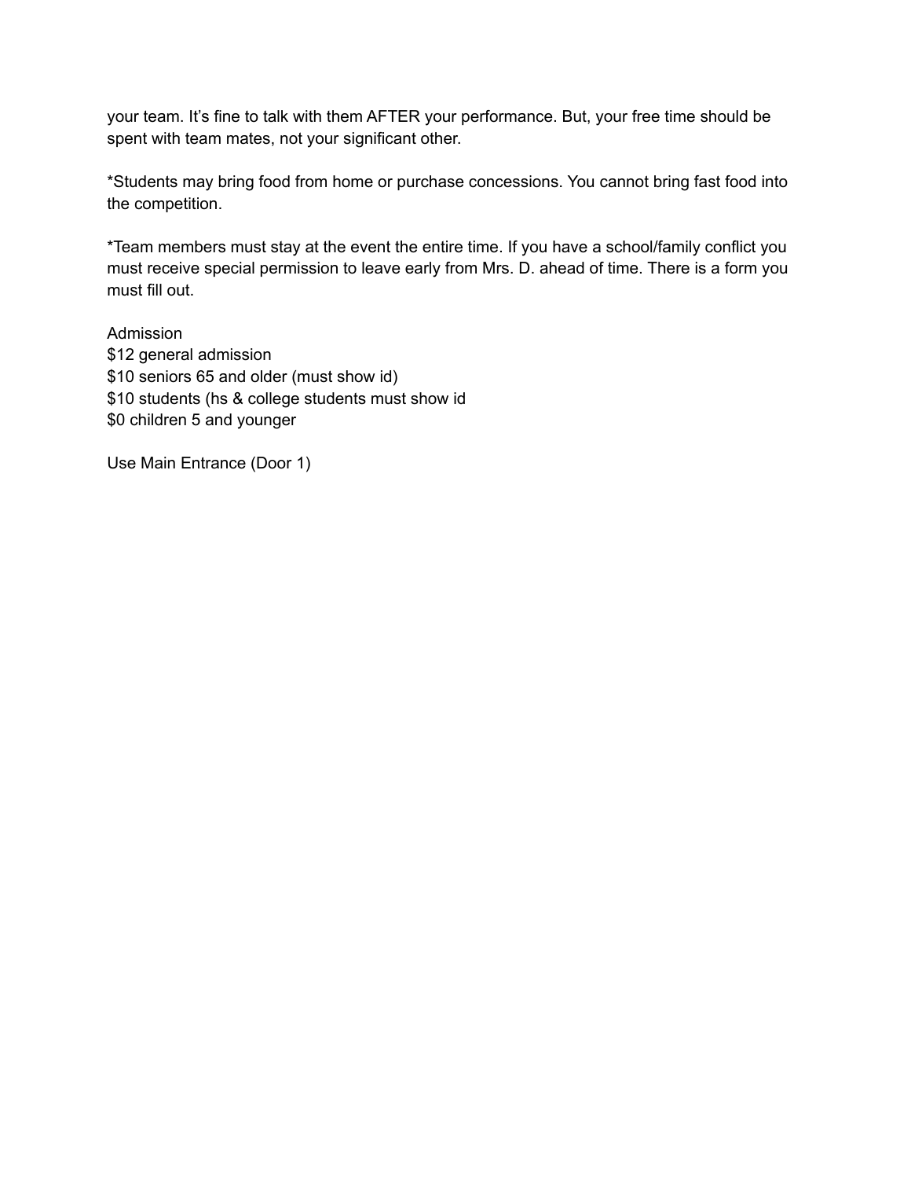your team. It's fine to talk with them AFTER your performance. But, your free time should be spent with team mates, not your significant other.

*Students may bring food from home or purchase concessions. You cannot bring fast food into the competition.

*Team members must stay at the event the entire time. If you have a school/family conflict you must receive special permission to leave early from Mrs. D. ahead of time. There is a form you must fill out.

Admission
$12 general admission
$10 seniors 65 and older (must show id)
$10 students (hs & college students must show id
$0 children 5 and younger

Use Main Entrance (Door 1)